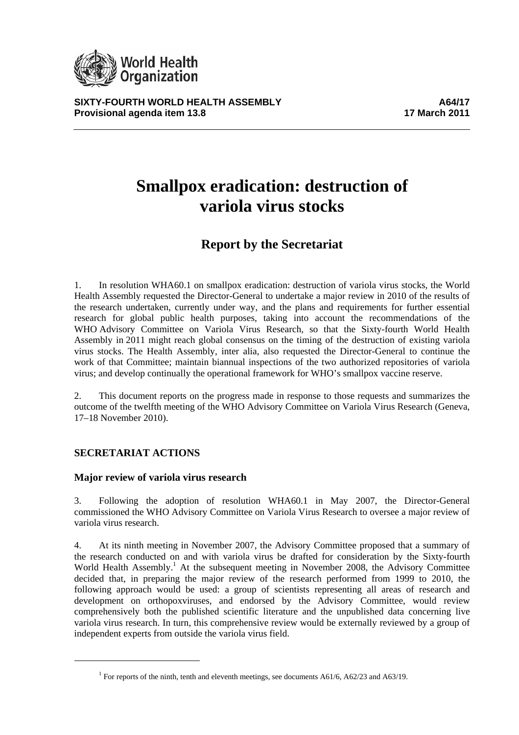World Health Organization

**SIXTY-FOURTH WORLD HEALTH ASSEMBLY** | **A64/17**
**Provisional agenda item 13.8** | **17 March 2011**

# Smallpox eradication: destruction of variola virus stocks

## Report by the Secretariat

1. In resolution WHA60.1 on smallpox eradication: destruction of variola virus stocks, the World Health Assembly requested the Director-General to undertake a major review in 2010 of the results of the research undertaken, currently under way, and the plans and requirements for further essential research for global public health purposes, taking into account the recommendations of the WHO Advisory Committee on Variola Virus Research, so that the Sixty-fourth World Health Assembly in 2011 might reach global consensus on the timing of the destruction of existing variola virus stocks. The Health Assembly, inter alia, also requested the Director-General to continue the work of that Committee; maintain biannual inspections of the two authorized repositories of variola virus; and develop continually the operational framework for WHO's smallpox vaccine reserve.

2. This document reports on the progress made in response to those requests and summarizes the outcome of the twelfth meeting of the WHO Advisory Committee on Variola Virus Research (Geneva, 17–18 November 2010).

### SECRETARIAT ACTIONS

#### Major review of variola virus research

3. Following the adoption of resolution WHA60.1 in May 2007, the Director-General commissioned the WHO Advisory Committee on Variola Virus Research to oversee a major review of variola virus research.

4. At its ninth meeting in November 2007, the Advisory Committee proposed that a summary of the research conducted on and with variola virus be drafted for consideration by the Sixty-fourth World Health Assembly.[1] At the subsequent meeting in November 2008, the Advisory Committee decided that, in preparing the major review of the research performed from 1999 to 2010, the following approach would be used: a group of scientists representing all areas of research and development on orthopoxviruses, and endorsed by the Advisory Committee, would review comprehensively both the published scientific literature and the unpublished data concerning live variola virus research. In turn, this comprehensive review would be externally reviewed by a group of independent experts from outside the variola virus field.

[1] For reports of the ninth, tenth and eleventh meetings, see documents A61/6, A62/23 and A63/19.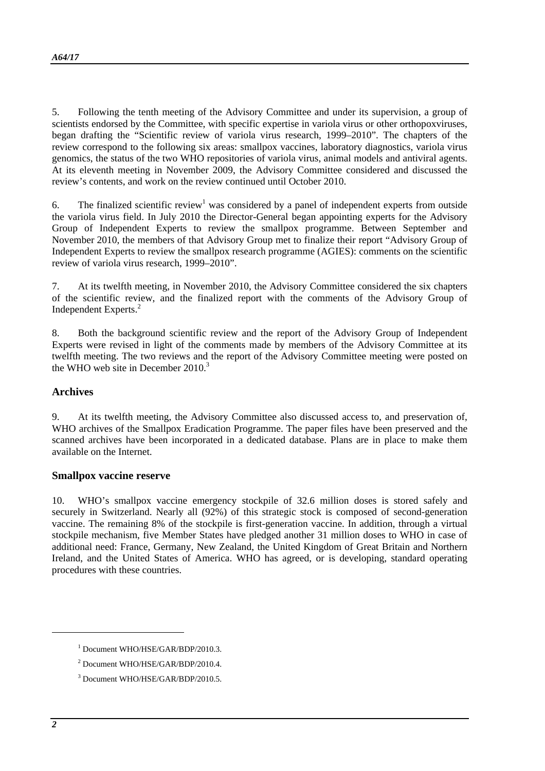5. Following the tenth meeting of the Advisory Committee and under its supervision, a group of scientists endorsed by the Committee, with specific expertise in variola virus or other orthopoxviruses, began drafting the "Scientific review of variola virus research, 1999–2010". The chapters of the review correspond to the following six areas: smallpox vaccines, laboratory diagnostics, variola virus genomics, the status of the two WHO repositories of variola virus, animal models and antiviral agents. At its eleventh meeting in November 2009, the Advisory Committee considered and discussed the review's contents, and work on the review continued until October 2010.

6. The finalized scientific review[1] was considered by a panel of independent experts from outside the variola virus field. In July 2010 the Director-General began appointing experts for the Advisory Group of Independent Experts to review the smallpox programme. Between September and November 2010, the members of that Advisory Group met to finalize their report "Advisory Group of Independent Experts to review the smallpox research programme (AGIES): comments on the scientific review of variola virus research, 1999–2010".

7. At its twelfth meeting, in November 2010, the Advisory Committee considered the six chapters of the scientific review, and the finalized report with the comments of the Advisory Group of Independent Experts.[2]

8. Both the background scientific review and the report of the Advisory Group of Independent Experts were revised in light of the comments made by members of the Advisory Committee at its twelfth meeting. The two reviews and the report of the Advisory Committee meeting were posted on the WHO web site in December 2010.[3]

## Archives

9. At its twelfth meeting, the Advisory Committee also discussed access to, and preservation of, WHO archives of the Smallpox Eradication Programme. The paper files have been preserved and the scanned archives have been incorporated in a dedicated database. Plans are in place to make them available on the Internet.

## Smallpox vaccine reserve

10. WHO's smallpox vaccine emergency stockpile of 32.6 million doses is stored safely and securely in Switzerland. Nearly all (92%) of this strategic stock is composed of second-generation vaccine. The remaining 8% of the stockpile is first-generation vaccine. In addition, through a virtual stockpile mechanism, five Member States have pledged another 31 million doses to WHO in case of additional need: France, Germany, New Zealand, the United Kingdom of Great Britain and Northern Ireland, and the United States of America. WHO has agreed, or is developing, standard operating procedures with these countries.

---

[1] Document WHO/HSE/GAR/BDP/2010.3.

[2] Document WHO/HSE/GAR/BDP/2010.4.

[3] Document WHO/HSE/GAR/BDP/2010.5.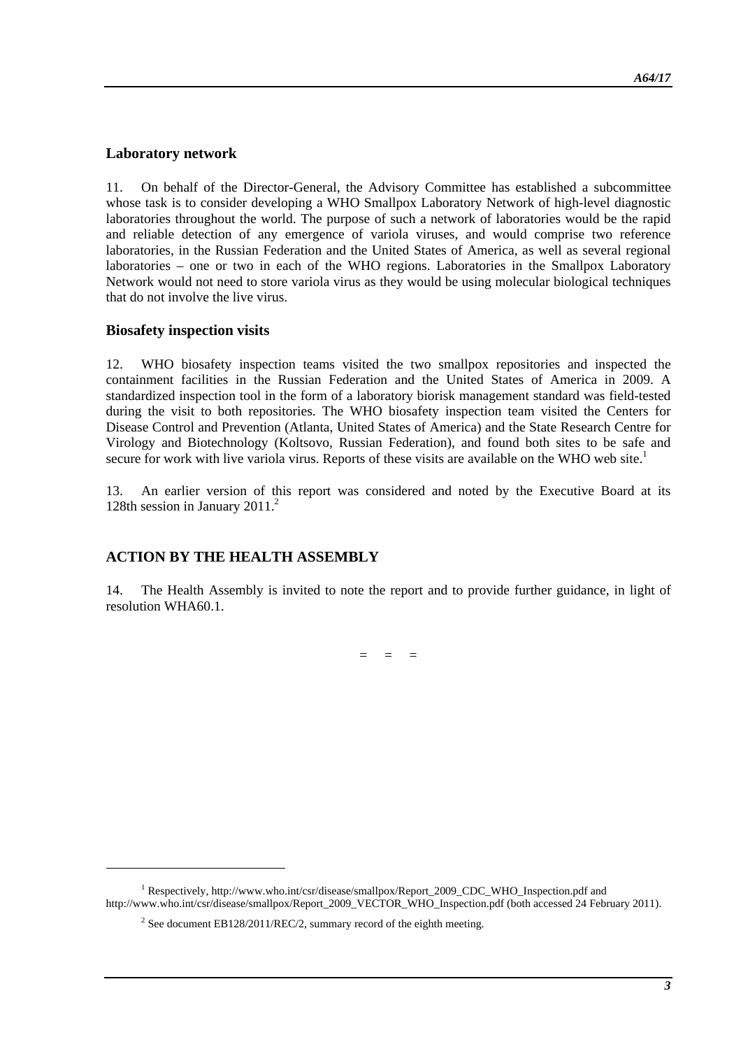## Laboratory network

11. On behalf of the Director-General, the Advisory Committee has established a subcommittee whose task is to consider developing a WHO Smallpox Laboratory Network of high-level diagnostic laboratories throughout the world. The purpose of such a network of laboratories would be the rapid and reliable detection of any emergence of variola viruses, and would comprise two reference laboratories, in the Russian Federation and the United States of America, as well as several regional laboratories – one or two in each of the WHO regions. Laboratories in the Smallpox Laboratory Network would not need to store variola virus as they would be using molecular biological techniques that do not involve the live virus.

## Biosafety inspection visits

12. WHO biosafety inspection teams visited the two smallpox repositories and inspected the containment facilities in the Russian Federation and the United States of America in 2009. A standardized inspection tool in the form of a laboratory biorisk management standard was field-tested during the visit to both repositories. The WHO biosafety inspection team visited the Centers for Disease Control and Prevention (Atlanta, United States of America) and the State Research Centre for Virology and Biotechnology (Koltsovo, Russian Federation), and found both sites to be safe and secure for work with live variola virus. Reports of these visits are available on the WHO web site.[1]

13. An earlier version of this report was considered and noted by the Executive Board at its 128th session in January 2011.[2]

## ACTION BY THE HEALTH ASSEMBLY

14. The Health Assembly is invited to note the report and to provide further guidance, in light of resolution WHA60.1.

= = =

[1] Respectively, http://www.who.int/csr/disease/smallpox/Report_2009_CDC_WHO_Inspection.pdf and http://www.who.int/csr/disease/smallpox/Report_2009_VECTOR_WHO_Inspection.pdf (both accessed 24 February 2011).

[2] See document EB128/2011/REC/2, summary record of the eighth meeting.